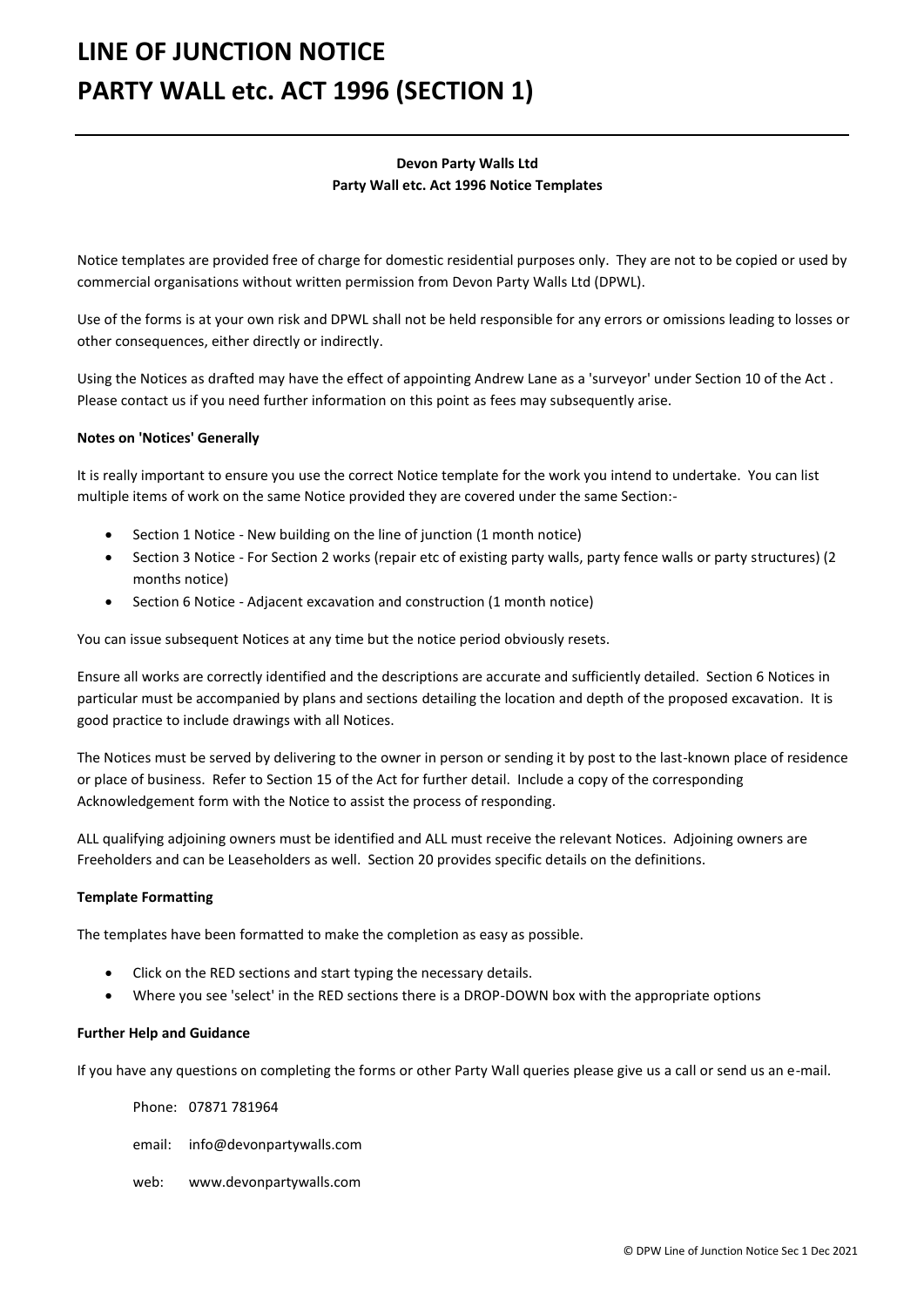# LINE OF JUNCTION NOTICE
# PARTY WALL etc. ACT 1996 (SECTION 1)

---

**Devon Party Walls Ltd**
**Party Wall etc. Act 1996 Notice Templates**

Notice templates are provided free of charge for domestic residential purposes only. They are not to be copied or used by commercial organisations without written permission from Devon Party Walls Ltd (DPWL).

Use of the forms is at your own risk and DPWL shall not be held responsible for any errors or omissions leading to losses or other consequences, either directly or indirectly.

Using the Notices as drafted may have the effect of appointing Andrew Lane as a 'surveyor' under Section 10 of the Act . Please contact us if you need further information on this point as fees may subsequently arise.

**Notes on 'Notices' Generally**

It is really important to ensure you use the correct Notice template for the work you intend to undertake. You can list multiple items of work on the same Notice provided they are covered under the same Section:-

- Section 1 Notice - New building on the line of junction (1 month notice)
- Section 3 Notice - For Section 2 works (repair etc of existing party walls, party fence walls or party structures) (2 months notice)
- Section 6 Notice - Adjacent excavation and construction (1 month notice)

You can issue subsequent Notices at any time but the notice period obviously resets.

Ensure all works are correctly identified and the descriptions are accurate and sufficiently detailed. Section 6 Notices in particular must be accompanied by plans and sections detailing the location and depth of the proposed excavation. It is good practice to include drawings with all Notices.

The Notices must be served by delivering to the owner in person or sending it by post to the last-known place of residence or place of business. Refer to Section 15 of the Act for further detail. Include a copy of the corresponding Acknowledgement form with the Notice to assist the process of responding.

ALL qualifying adjoining owners must be identified and ALL must receive the relevant Notices. Adjoining owners are Freeholders and can be Leaseholders as well. Section 20 provides specific details on the definitions.

**Template Formatting**

The templates have been formatted to make the completion as easy as possible.

- Click on the RED sections and start typing the necessary details.
- Where you see 'select' in the RED sections there is a DROP-DOWN box with the appropriate options

**Further Help and Guidance**

If you have any questions on completing the forms or other Party Wall queries please give us a call or send us an e-mail.

Phone: 07871 781964

email: info@devonpartywalls.com

web: www.devonpartywalls.com

© DPW Line of Junction Notice Sec 1 Dec 2021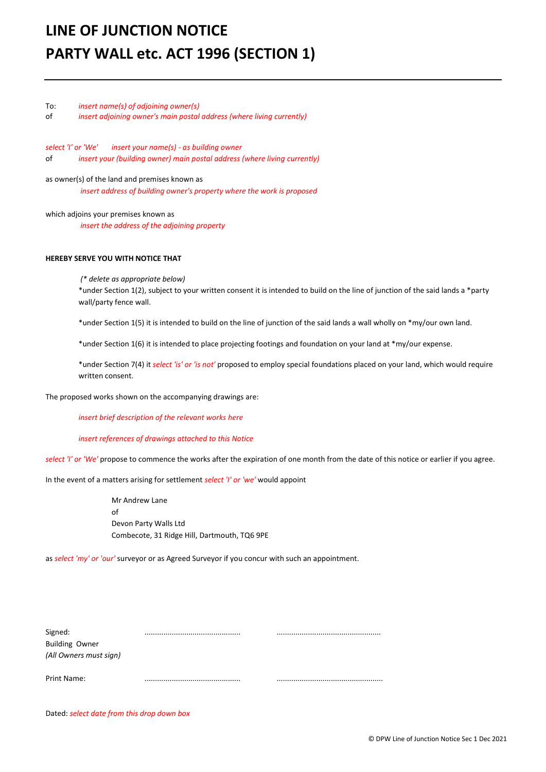# LINE OF JUNCTION NOTICE
# PARTY WALL etc. ACT 1996 (SECTION 1)

---

To: *insert name(s) of adjoining owner(s)*
of *insert adjoining owner's main postal address (where living currently)*

*select 'I' or 'We'* *insert your name(s) - as building owner*
of *insert your (building owner) main postal address (where living currently)*

as owner(s) of the land and premises known as
*insert address of building owner's property where the work is proposed*

which adjoins your premises known as
*insert the address of the adjoining property*

**HEREBY SERVE YOU WITH NOTICE THAT**

*(* delete as appropriate below)*

*under Section 1(2), subject to your written consent it is intended to build on the line of junction of the said lands a *party wall/party fence wall.

*under Section 1(5) it is intended to build on the line of junction of the said lands a wall wholly on *my/our own land.

*under Section 1(6) it is intended to place projecting footings and foundation on your land at *my/our expense.

*under Section 7(4) it *select 'is' or 'is not'* proposed to employ special foundations placed on your land, which would require written consent.

The proposed works shown on the accompanying drawings are:

*insert brief description of the relevant works here*

*insert references of drawings attached to this Notice*

*select 'I' or 'We'* propose to commence the works after the expiration of one month from the date of this notice or earlier if you agree.

In the event of a matters arising for settlement *select 'I' or 'we'* would appoint

Mr Andrew Lane
of
Devon Party Walls Ltd
Combecote, 31 Ridge Hill, Dartmouth, TQ6 9PE

as *select 'my' or 'our'* surveyor or as Agreed Surveyor if you concur with such an appointment.

Signed: ............................................. .................................................
Building Owner
*(All Owners must sign)*

Print Name: ............................................. ..................................................

Dated: *select date from this drop down box*

© DPW Line of Junction Notice Sec 1 Dec 2021